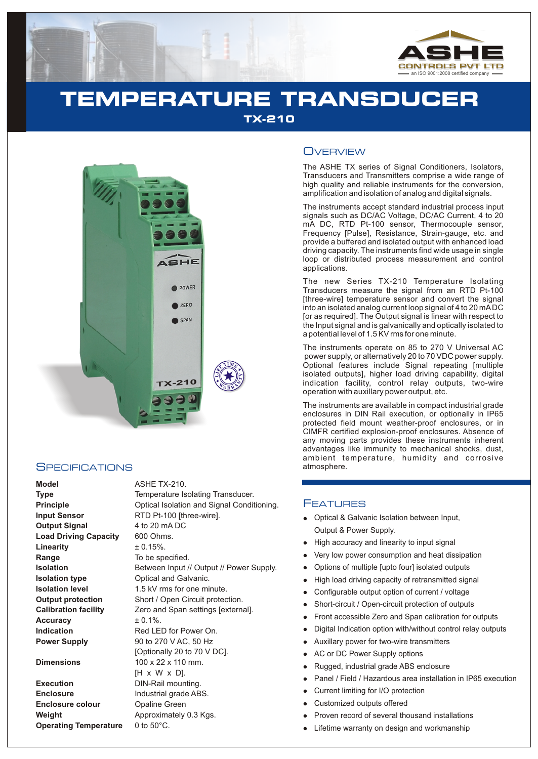ASHE CONTROLS PVT LTD
an ISO 9001:2008 certified company

# TEMPERATURE TRANSDUCER

## TX-210

## Overview

The ASHE TX series of Signal Conditioners, Isolators, Transducers and Transmitters comprise a wide range of high quality and reliable instruments for the conversion, amplification and isolation of analog and digital signals.

The instruments accept standard industrial process input signals such as DC/AC Voltage, DC/AC Current, 4 to 20 mA DC, RTD Pt-100 sensor, Thermocouple sensor, Frequency [Pulse], Resistance, Strain-gauge, etc. and provide a buffered and isolated output with enhanced load driving capacity. The instruments find wide usage in single loop or distributed process measurement and control applications.

The new Series TX-210 Temperature Isolating Transducers measure the signal from an RTD Pt-100 [three-wire] temperature sensor and convert the signal into an isolated analog current loop signal of 4 to 20 mA DC [or as required]. The Output signal is linear with respect to the Input signal and is galvanically and optically isolated to a potential level of 1.5 KV rms for one minute.

The instruments operate on 85 to 270 V Universal AC power supply, or alternatively 20 to 70 VDC power supply. Optional features include Signal repeating [multiple isolated outputs], higher load driving capability, digital indication facility, control relay outputs, two-wire operation with auxillary power output, etc.

The instruments are available in compact industrial grade enclosures in DIN Rail execution, or optionally in IP65 protected field mount weather-proof enclosures, or in CIMFR certified explosion-proof enclosures. Absence of any moving parts provides these instruments inherent advantages like immunity to mechanical shocks, dust, ambient temperature, humidity and corrosive atmosphere.

## Specifications

| | |
|---|---|
| **Model** | ASHE TX-210. |
| **Type** | Temperature Isolating Transducer. |
| **Principle** | Optical Isolation and Signal Conditioning. |
| **Input Sensor** | RTD Pt-100 [three-wire]. |
| **Output Signal** | 4 to 20 mA DC |
| **Load Driving Capacity** | 600 Ohms. |
| **Linearity** | ± 0.15%. |
| **Range** | To be specified. |
| **Isolation** | Between Input // Output // Power Supply. |
| **Isolation type** | Optical and Galvanic. |
| **Isolation level** | 1.5 kV rms for one minute. |
| **Output protection** | Short / Open Circuit protection. |
| **Calibration facility** | Zero and Span settings [external]. |
| **Accuracy** | ± 0.1%. |
| **Indication** | Red LED for Power On. |
| **Power Supply** | 90 to 270 V AC, 50 Hz [Optionally 20 to 70 V DC]. |
| **Dimensions** | 100 x 22 x 110 mm. [H x W x D]. |
| **Execution** | DIN-Rail mounting. |
| **Enclosure** | Industrial grade ABS. |
| **Enclosure colour** | Opaline Green |
| **Weight** | Approximately 0.3 Kgs. |
| **Operating Temperature** | 0 to 50°C. |

## Features

- Optical & Galvanic Isolation between Input, Output & Power Supply.
- High accuracy and linearity to input signal
- Very low power consumption and heat dissipation
- Options of multiple [upto four] isolated outputs
- High load driving capacity of retransmitted signal
- Configurable output option of current / voltage
- Short-circuit / Open-circuit protection of outputs
- Front accessible Zero and Span calibration for outputs
- Digital Indication option with/without control relay outputs
- Auxillary power for two-wire transmitters
- AC or DC Power Supply options
- Rugged, industrial grade ABS enclosure
- Panel / Field / Hazardous area installation in IP65 execution
- Current limiting for I/O protection
- Customized outputs offered
- Proven record of several thousand installations
- Lifetime warranty on design and workmanship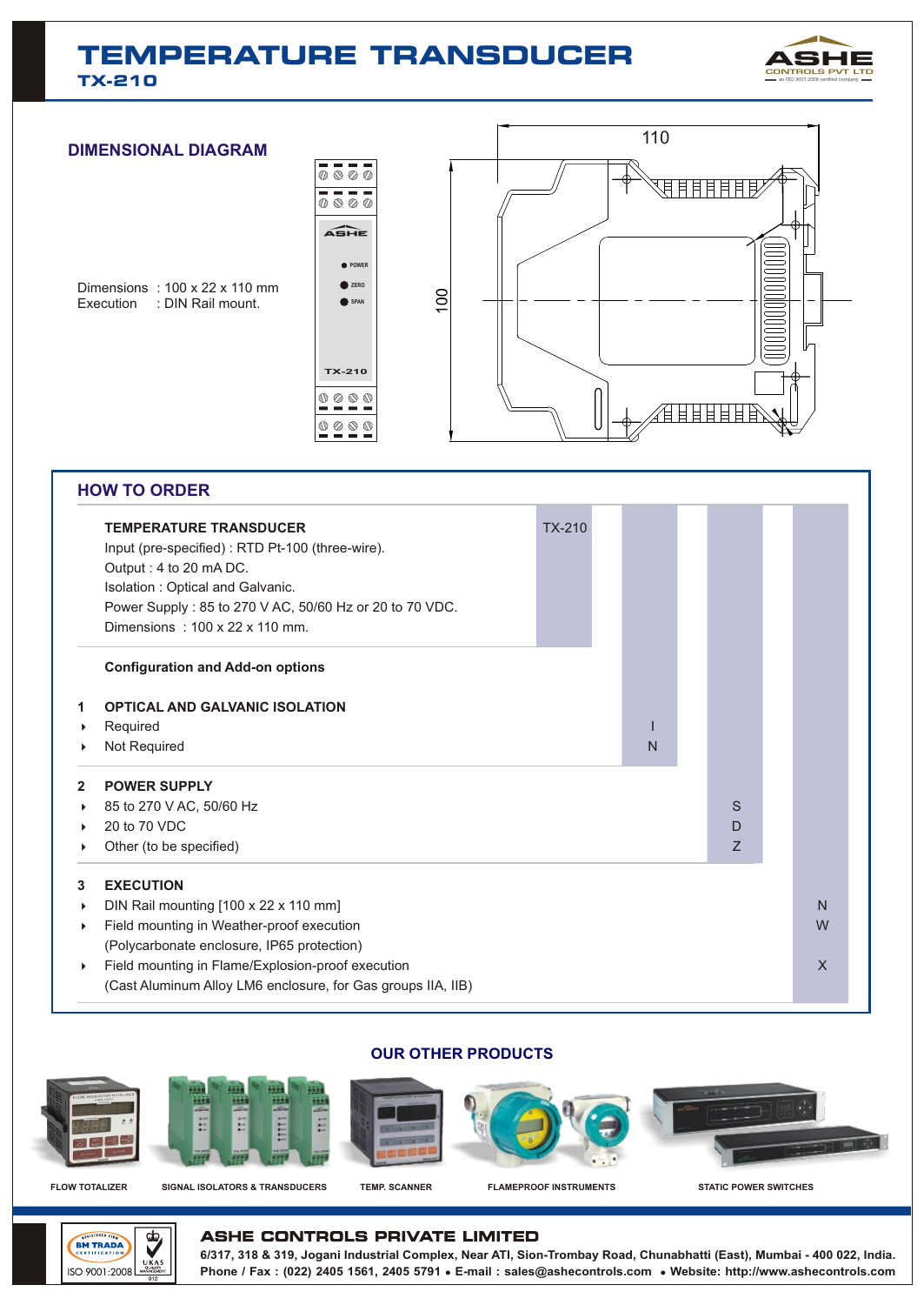# TEMPERATURE TRANSDUCER
## TX-210

ASHE CONTROLS PVT LTD — an ISO 9001:2008 certified company

## DIMENSIONAL DIAGRAM

Dimensions : 100 x 22 x 110 mm
Execution : DIN Rail mount.

110

100

POWER
ZERO
SPAN
TX-210

## HOW TO ORDER

**TEMPERATURE TRANSDUCER** — TX-210

Input (pre-specified) : RTD Pt-100 (three-wire).
Output : 4 to 20 mA DC.
Isolation : Optical and Galvanic.
Power Supply : 85 to 270 V AC, 50/60 Hz or 20 to 70 VDC.
Dimensions : 100 x 22 x 110 mm.

**Configuration and Add-on options**

**1 OPTICAL AND GALVANIC ISOLATION**

- Required — I
- Not Required — N

**2 POWER SUPPLY**

- 85 to 270 V AC, 50/60 Hz — S
- 20 to 70 VDC — D
- Other (to be specified) — Z

**3 EXECUTION**

- DIN Rail mounting [100 x 22 x 110 mm] — N
- Field mounting in Weather-proof execution (Polycarbonate enclosure, IP65 protection) — W
- Field mounting in Flame/Explosion-proof execution (Cast Aluminum Alloy LM6 enclosure, for Gas groups IIA, IIB) — X

## OUR OTHER PRODUCTS

FLOW TOTALIZER | SIGNAL ISOLATORS & TRANSDUCERS | TEMP. SCANNER | FLAMEPROOF INSTRUMENTS | STATIC POWER SWITCHES

BM TRADA CERTIFICATION — ISO 9001:2008 — UKAS QUALITY MANAGEMENT 012

**ASHE CONTROLS PRIVATE LIMITED**

6/317, 318 & 319, Jogani Industrial Complex, Near ATI, Sion-Trombay Road, Chunabhatti (East), Mumbai - 400 022, India.
Phone / Fax : (022) 2405 1561, 2405 5791 • E-mail : sales@ashecontrols.com • Website: http://www.ashecontrols.com